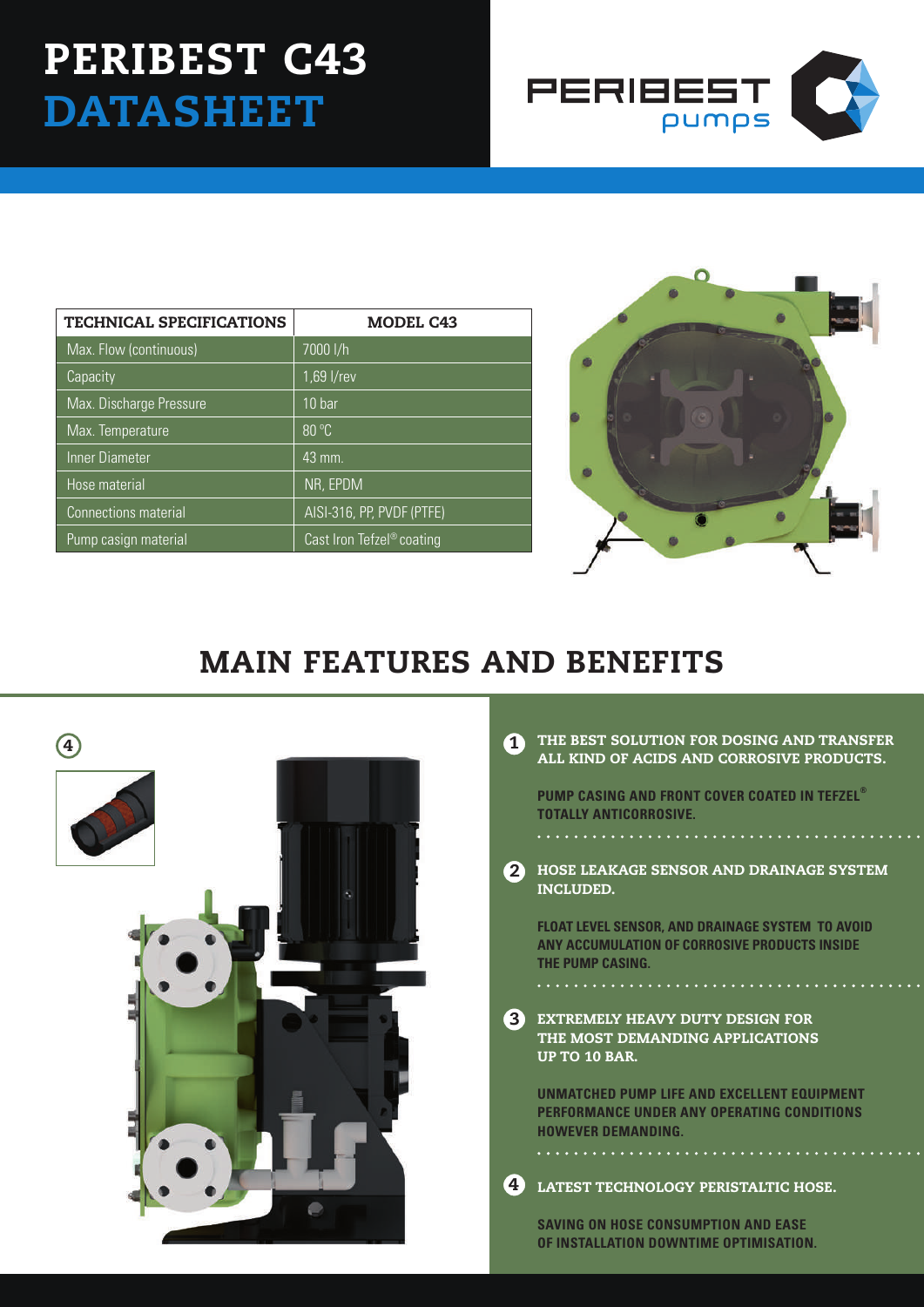# PERIBEST C43 DATASHEET

PERIBEST pumps

| TECHNICAL SPECIFICATIONS | MODEL C43 |
|---|---|
| Max. Flow (continuous) | 7000 l/h |
| Capacity | 1,69 l/rev |
| Max. Discharge Pressure | 10 bar |
| Max. Temperature | 80 ºC |
| Inner Diameter | 43 mm. |
| Hose material | NR, EPDM |
| Connections material | AISI-316, PP, PVDF (PTFE) |
| Pump casign material | Cast Iron Tefzel® coating |

## MAIN FEATURES AND BENEFITS

**1 THE BEST SOLUTION FOR DOSING AND TRANSFER ALL KIND OF ACIDS AND CORROSIVE PRODUCTS.**

PUMP CASING AND FRONT COVER COATED IN TEFZEL® TOTALLY ANTICORROSIVE.

**2 HOSE LEAKAGE SENSOR AND DRAINAGE SYSTEM INCLUDED.**

FLOAT LEVEL SENSOR, AND DRAINAGE SYSTEM TO AVOID ANY ACCUMULATION OF CORROSIVE PRODUCTS INSIDE THE PUMP CASING.

**3 EXTREMELY HEAVY DUTY DESIGN FOR THE MOST DEMANDING APPLICATIONS UP TO 10 BAR.**

UNMATCHED PUMP LIFE AND EXCELLENT EQUIPMENT PERFORMANCE UNDER ANY OPERATING CONDITIONS HOWEVER DEMANDING.

**4 LATEST TECHNOLOGY PERISTALTIC HOSE.**

SAVING ON HOSE CONSUMPTION AND EASE OF INSTALLATION DOWNTIME OPTIMISATION.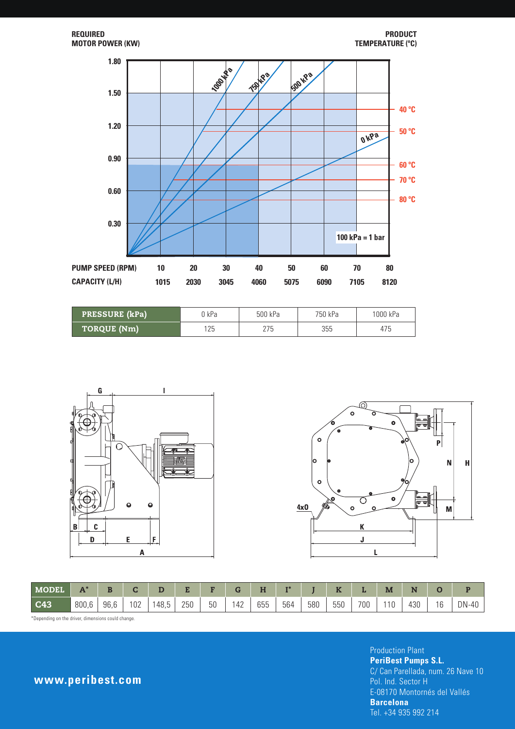REQUIRED MOTOR POWER (KW)

PRODUCT TEMPERATURE (ºC)

1.80
1.50
1.20
0.90
0.60
0.30

1000 kPa
750 kPa
500 kPa
0 kPa

40 ºC
50 ºC
60 ºC
70 ºC
80 ºC

100 kPa = 1 bar

PUMP SPEED (RPM) 10 20 30 40 50 60 70 80

CAPACITY (L/H) 1015 2030 3045 4060 5075 6090 7105 8120

| PRESSURE (kPa) | 0 kPa | 500 kPa | 750 kPa | 1000 kPa |
|---|---|---|---|---|
| TORQUE (Nm) | 125 | 275 | 355 | 475 |

G I B C D E F A

P N H M 4xO K J L

| MODEL | A* | B | C | D | E | F | G | H | I* | J | K | L | M | N | O | P |
|---|---|---|---|---|---|---|---|---|---|---|---|---|---|---|---|---|
| C43 | 800,6 | 96,6 | 102 | 148,5 | 250 | 50 | 142 | 655 | 564 | 580 | 550 | 700 | 110 | 430 | 16 | DN-40 |

*Depending on the driver, dimensions could change.

**www.peribest.com**

Production Plant
**PeriBest Pumps S.L.**
C/ Can Parellada, num. 26 Nave 10
Pol. Ind. Sector H
E-08170 Montornés del Vallés
**Barcelona**
Tel. +34 935 992 214